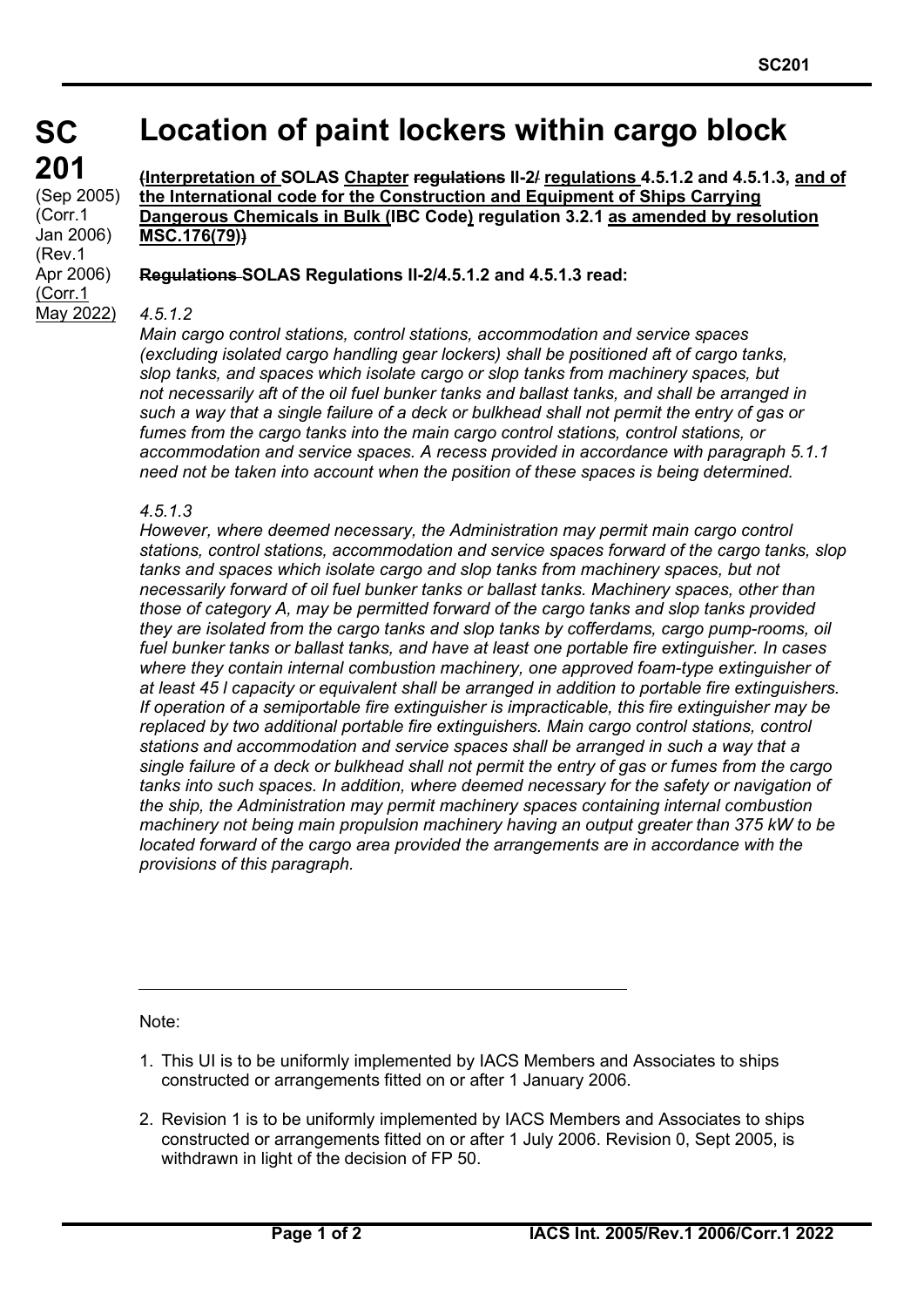# SC 201

(Sep 2005)
(Corr.1 Jan 2006)
(Rev.1 Apr 2006)
(Corr.1 May 2022)

# Location of paint lockers within cargo block

**~~(~~Interpretation of SOLAS Chapter ~~regulations~~ II-2~~/~~ regulations 4.5.1.2 and 4.5.1.3, and of the International code for the Construction and Equipment of Ships Carrying Dangerous Chemicals in Bulk (IBC Code) regulation 3.2.1 as amended by resolution MSC.176(79)~~)~~)**

**~~Regulations~~ SOLAS Regulations II-2/4.5.1.2 and 4.5.1.3 read:**

*4.5.1.2*

*Main cargo control stations, control stations, accommodation and service spaces (excluding isolated cargo handling gear lockers) shall be positioned aft of cargo tanks, slop tanks, and spaces which isolate cargo or slop tanks from machinery spaces, but not necessarily aft of the oil fuel bunker tanks and ballast tanks, and shall be arranged in such a way that a single failure of a deck or bulkhead shall not permit the entry of gas or fumes from the cargo tanks into the main cargo control stations, control stations, or accommodation and service spaces. A recess provided in accordance with paragraph 5.1.1 need not be taken into account when the position of these spaces is being determined.*

*4.5.1.3*

*However, where deemed necessary, the Administration may permit main cargo control stations, control stations, accommodation and service spaces forward of the cargo tanks, slop tanks and spaces which isolate cargo and slop tanks from machinery spaces, but not necessarily forward of oil fuel bunker tanks or ballast tanks. Machinery spaces, other than those of category A, may be permitted forward of the cargo tanks and slop tanks provided they are isolated from the cargo tanks and slop tanks by cofferdams, cargo pump-rooms, oil fuel bunker tanks or ballast tanks, and have at least one portable fire extinguisher. In cases where they contain internal combustion machinery, one approved foam-type extinguisher of at least 45 l capacity or equivalent shall be arranged in addition to portable fire extinguishers. If operation of a semiportable fire extinguisher is impracticable, this fire extinguisher may be replaced by two additional portable fire extinguishers. Main cargo control stations, control stations and accommodation and service spaces shall be arranged in such a way that a single failure of a deck or bulkhead shall not permit the entry of gas or fumes from the cargo tanks into such spaces. In addition, where deemed necessary for the safety or navigation of the ship, the Administration may permit machinery spaces containing internal combustion machinery not being main propulsion machinery having an output greater than 375 kW to be located forward of the cargo area provided the arrangements are in accordance with the provisions of this paragraph.*

---

Note:

1. This UI is to be uniformly implemented by IACS Members and Associates to ships constructed or arrangements fitted on or after 1 January 2006.

2. Revision 1 is to be uniformly implemented by IACS Members and Associates to ships constructed or arrangements fitted on or after 1 July 2006. Revision 0, Sept 2005, is withdrawn in light of the decision of FP 50.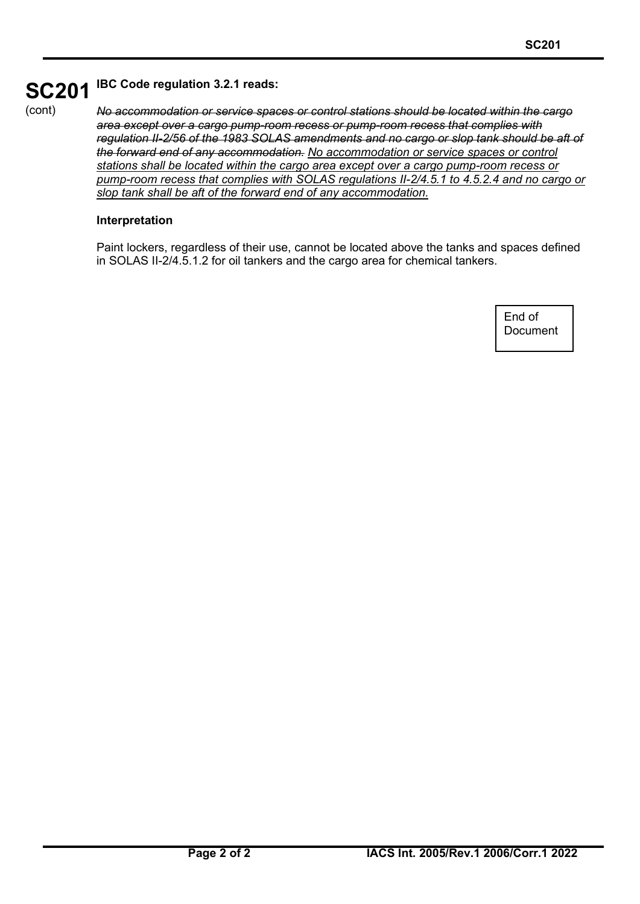# SC201 (cont)

**IBC Code regulation 3.2.1 reads:**

~~*No accommodation or service spaces or control stations should be located within the cargo area except over a cargo pump-room recess or pump-room recess that complies with regulation II-2/56 of the 1983 SOLAS amendments and no cargo or slop tank should be aft of the forward end of any accommodation.*~~ *<u>No accommodation or service spaces or control stations shall be located within the cargo area except over a cargo pump-room recess or pump-room recess that complies with SOLAS regulations II-2/4.5.1 to 4.5.2.4 and no cargo or slop tank shall be aft of the forward end of any accommodation.</u>*

**Interpretation**

Paint lockers, regardless of their use, cannot be located above the tanks and spaces defined in SOLAS II-2/4.5.1.2 for oil tankers and the cargo area for chemical tankers.

End of Document